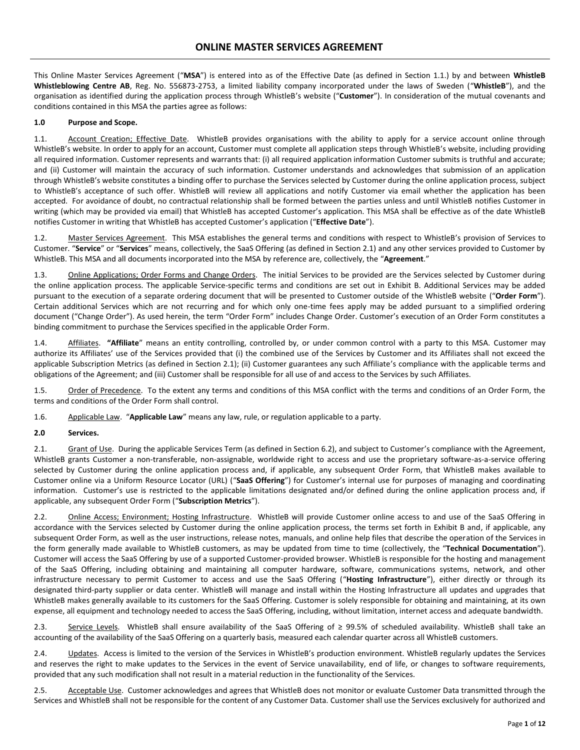# ONLINE MASTER SERVICES AGREEMENT

This Online Master Services Agreement ("**MSA**") is entered into as of the Effective Date (as defined in Section 1.1.) by and between **WhistleB Whistleblowing Centre AB**, Reg. No. 556873-2753, a limited liability company incorporated under the laws of Sweden ("**WhistleB**"), and the organisation as identified during the application process through WhistleB's website ("**Customer**"). In consideration of the mutual covenants and conditions contained in this MSA the parties agree as follows:

**1.0 Purpose and Scope.**

1.1. Account Creation; Effective Date. WhistleB provides organisations with the ability to apply for a service account online through WhistleB's website. In order to apply for an account, Customer must complete all application steps through WhistleB's website, including providing all required information. Customer represents and warrants that: (i) all required application information Customer submits is truthful and accurate; and (ii) Customer will maintain the accuracy of such information. Customer understands and acknowledges that submission of an application through WhistleB's website constitutes a binding offer to purchase the Services selected by Customer during the online application process, subject to WhistleB's acceptance of such offer. WhistleB will review all applications and notify Customer via email whether the application has been accepted. For avoidance of doubt, no contractual relationship shall be formed between the parties unless and until WhistleB notifies Customer in writing (which may be provided via email) that WhistleB has accepted Customer's application. This MSA shall be effective as of the date WhistleB notifies Customer in writing that WhistleB has accepted Customer's application ("**Effective Date**").

1.2. Master Services Agreement. This MSA establishes the general terms and conditions with respect to WhistleB's provision of Services to Customer. "**Service**" or "**Services**" means, collectively, the SaaS Offering (as defined in Section 2.1) and any other services provided to Customer by WhistleB. This MSA and all documents incorporated into the MSA by reference are, collectively, the "**Agreement**."

1.3. Online Applications; Order Forms and Change Orders. The initial Services to be provided are the Services selected by Customer during the online application process. The applicable Service-specific terms and conditions are set out in Exhibit B. Additional Services may be added pursuant to the execution of a separate ordering document that will be presented to Customer outside of the WhistleB website ("**Order Form**"). Certain additional Services which are not recurring and for which only one-time fees apply may be added pursuant to a simplified ordering document ("Change Order"). As used herein, the term "Order Form" includes Change Order. Customer's execution of an Order Form constitutes a binding commitment to purchase the Services specified in the applicable Order Form.

1.4. Affiliates. **"Affiliate"** means an entity controlling, controlled by, or under common control with a party to this MSA. Customer may authorize its Affiliates' use of the Services provided that (i) the combined use of the Services by Customer and its Affiliates shall not exceed the applicable Subscription Metrics (as defined in Section 2.1); (ii) Customer guarantees any such Affiliate's compliance with the applicable terms and obligations of the Agreement; and (iii) Customer shall be responsible for all use of and access to the Services by such Affiliates.

1.5. Order of Precedence. To the extent any terms and conditions of this MSA conflict with the terms and conditions of an Order Form, the terms and conditions of the Order Form shall control.

1.6. Applicable Law. "**Applicable Law**" means any law, rule, or regulation applicable to a party.

**2.0 Services.**

2.1. Grant of Use. During the applicable Services Term (as defined in Section 6.2), and subject to Customer's compliance with the Agreement, WhistleB grants Customer a non-transferable, non-assignable, worldwide right to access and use the proprietary software-as-a-service offering selected by Customer during the online application process and, if applicable, any subsequent Order Form, that WhistleB makes available to Customer online via a Uniform Resource Locator (URL) ("**SaaS Offering**") for Customer's internal use for purposes of managing and coordinating information. Customer's use is restricted to the applicable limitations designated and/or defined during the online application process and, if applicable, any subsequent Order Form ("**Subscription Metrics**").

2.2. Online Access; Environment; Hosting Infrastructure. WhistleB will provide Customer online access to and use of the SaaS Offering in accordance with the Services selected by Customer during the online application process, the terms set forth in Exhibit B and, if applicable, any subsequent Order Form, as well as the user instructions, release notes, manuals, and online help files that describe the operation of the Services in the form generally made available to WhistleB customers, as may be updated from time to time (collectively, the "**Technical Documentation**"). Customer will access the SaaS Offering by use of a supported Customer-provided browser. WhistleB is responsible for the hosting and management of the SaaS Offering, including obtaining and maintaining all computer hardware, software, communications systems, network, and other infrastructure necessary to permit Customer to access and use the SaaS Offering ("**Hosting Infrastructure**"), either directly or through its designated third-party supplier or data center. WhistleB will manage and install within the Hosting Infrastructure all updates and upgrades that WhistleB makes generally available to its customers for the SaaS Offering. Customer is solely responsible for obtaining and maintaining, at its own expense, all equipment and technology needed to access the SaaS Offering, including, without limitation, internet access and adequate bandwidth.

2.3. Service Levels. WhistleB shall ensure availability of the SaaS Offering of ≥ 99.5% of scheduled availability. WhistleB shall take an accounting of the availability of the SaaS Offering on a quarterly basis, measured each calendar quarter across all WhistleB customers.

2.4. Updates. Access is limited to the version of the Services in WhistleB's production environment. WhistleB regularly updates the Services and reserves the right to make updates to the Services in the event of Service unavailability, end of life, or changes to software requirements, provided that any such modification shall not result in a material reduction in the functionality of the Services.

2.5. Acceptable Use. Customer acknowledges and agrees that WhistleB does not monitor or evaluate Customer Data transmitted through the Services and WhistleB shall not be responsible for the content of any Customer Data. Customer shall use the Services exclusively for authorized and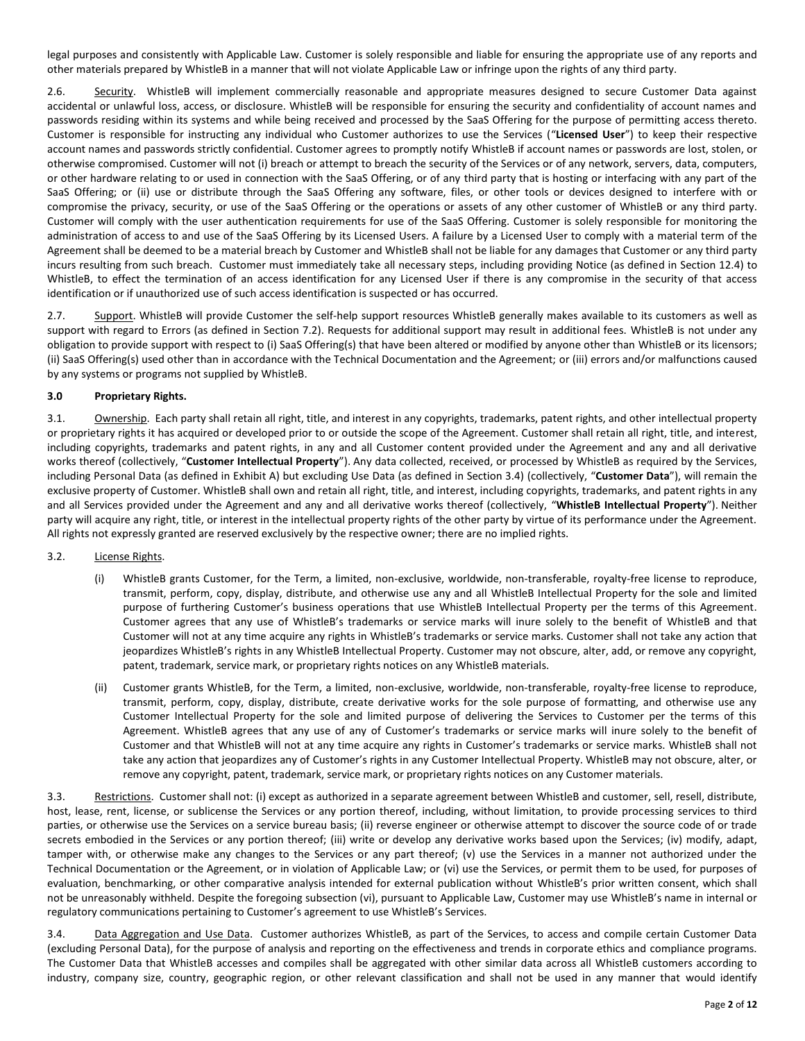legal purposes and consistently with Applicable Law. Customer is solely responsible and liable for ensuring the appropriate use of any reports and other materials prepared by WhistleB in a manner that will not violate Applicable Law or infringe upon the rights of any third party.

2.6. Security. WhistleB will implement commercially reasonable and appropriate measures designed to secure Customer Data against accidental or unlawful loss, access, or disclosure. WhistleB will be responsible for ensuring the security and confidentiality of account names and passwords residing within its systems and while being received and processed by the SaaS Offering for the purpose of permitting access thereto. Customer is responsible for instructing any individual who Customer authorizes to use the Services ("**Licensed User**") to keep their respective account names and passwords strictly confidential. Customer agrees to promptly notify WhistleB if account names or passwords are lost, stolen, or otherwise compromised. Customer will not (i) breach or attempt to breach the security of the Services or of any network, servers, data, computers, or other hardware relating to or used in connection with the SaaS Offering, or of any third party that is hosting or interfacing with any part of the SaaS Offering; or (ii) use or distribute through the SaaS Offering any software, files, or other tools or devices designed to interfere with or compromise the privacy, security, or use of the SaaS Offering or the operations or assets of any other customer of WhistleB or any third party. Customer will comply with the user authentication requirements for use of the SaaS Offering. Customer is solely responsible for monitoring the administration of access to and use of the SaaS Offering by its Licensed Users. A failure by a Licensed User to comply with a material term of the Agreement shall be deemed to be a material breach by Customer and WhistleB shall not be liable for any damages that Customer or any third party incurs resulting from such breach. Customer must immediately take all necessary steps, including providing Notice (as defined in Section 12.4) to WhistleB, to effect the termination of an access identification for any Licensed User if there is any compromise in the security of that access identification or if unauthorized use of such access identification is suspected or has occurred.

2.7. Support. WhistleB will provide Customer the self-help support resources WhistleB generally makes available to its customers as well as support with regard to Errors (as defined in Section 7.2). Requests for additional support may result in additional fees. WhistleB is not under any obligation to provide support with respect to (i) SaaS Offering(s) that have been altered or modified by anyone other than WhistleB or its licensors; (ii) SaaS Offering(s) used other than in accordance with the Technical Documentation and the Agreement; or (iii) errors and/or malfunctions caused by any systems or programs not supplied by WhistleB.

**3.0 Proprietary Rights.**

3.1. Ownership. Each party shall retain all right, title, and interest in any copyrights, trademarks, patent rights, and other intellectual property or proprietary rights it has acquired or developed prior to or outside the scope of the Agreement. Customer shall retain all right, title, and interest, including copyrights, trademarks and patent rights, in any and all Customer content provided under the Agreement and any and all derivative works thereof (collectively, "**Customer Intellectual Property**"). Any data collected, received, or processed by WhistleB as required by the Services, including Personal Data (as defined in Exhibit A) but excluding Use Data (as defined in Section 3.4) (collectively, "**Customer Data**"), will remain the exclusive property of Customer. WhistleB shall own and retain all right, title, and interest, including copyrights, trademarks, and patent rights in any and all Services provided under the Agreement and any and all derivative works thereof (collectively, "**WhistleB Intellectual Property**"). Neither party will acquire any right, title, or interest in the intellectual property rights of the other party by virtue of its performance under the Agreement. All rights not expressly granted are reserved exclusively by the respective owner; there are no implied rights.

3.2. License Rights.

(i) WhistleB grants Customer, for the Term, a limited, non-exclusive, worldwide, non-transferable, royalty-free license to reproduce, transmit, perform, copy, display, distribute, and otherwise use any and all WhistleB Intellectual Property for the sole and limited purpose of furthering Customer's business operations that use WhistleB Intellectual Property per the terms of this Agreement. Customer agrees that any use of WhistleB's trademarks or service marks will inure solely to the benefit of WhistleB and that Customer will not at any time acquire any rights in WhistleB's trademarks or service marks. Customer shall not take any action that jeopardizes WhistleB's rights in any WhistleB Intellectual Property. Customer may not obscure, alter, add, or remove any copyright, patent, trademark, service mark, or proprietary rights notices on any WhistleB materials.

(ii) Customer grants WhistleB, for the Term, a limited, non-exclusive, worldwide, non-transferable, royalty-free license to reproduce, transmit, perform, copy, display, distribute, create derivative works for the sole purpose of formatting, and otherwise use any Customer Intellectual Property for the sole and limited purpose of delivering the Services to Customer per the terms of this Agreement. WhistleB agrees that any use of any of Customer's trademarks or service marks will inure solely to the benefit of Customer and that WhistleB will not at any time acquire any rights in Customer's trademarks or service marks. WhistleB shall not take any action that jeopardizes any of Customer's rights in any Customer Intellectual Property. WhistleB may not obscure, alter, or remove any copyright, patent, trademark, service mark, or proprietary rights notices on any Customer materials.

3.3. Restrictions. Customer shall not: (i) except as authorized in a separate agreement between WhistleB and customer, sell, resell, distribute, host, lease, rent, license, or sublicense the Services or any portion thereof, including, without limitation, to provide processing services to third parties, or otherwise use the Services on a service bureau basis; (ii) reverse engineer or otherwise attempt to discover the source code of or trade secrets embodied in the Services or any portion thereof; (iii) write or develop any derivative works based upon the Services; (iv) modify, adapt, tamper with, or otherwise make any changes to the Services or any part thereof; (v) use the Services in a manner not authorized under the Technical Documentation or the Agreement, or in violation of Applicable Law; or (vi) use the Services, or permit them to be used, for purposes of evaluation, benchmarking, or other comparative analysis intended for external publication without WhistleB's prior written consent, which shall not be unreasonably withheld. Despite the foregoing subsection (vi), pursuant to Applicable Law, Customer may use WhistleB's name in internal or regulatory communications pertaining to Customer's agreement to use WhistleB's Services.

3.4. Data Aggregation and Use Data. Customer authorizes WhistleB, as part of the Services, to access and compile certain Customer Data (excluding Personal Data), for the purpose of analysis and reporting on the effectiveness and trends in corporate ethics and compliance programs. The Customer Data that WhistleB accesses and compiles shall be aggregated with other similar data across all WhistleB customers according to industry, company size, country, geographic region, or other relevant classification and shall not be used in any manner that would identify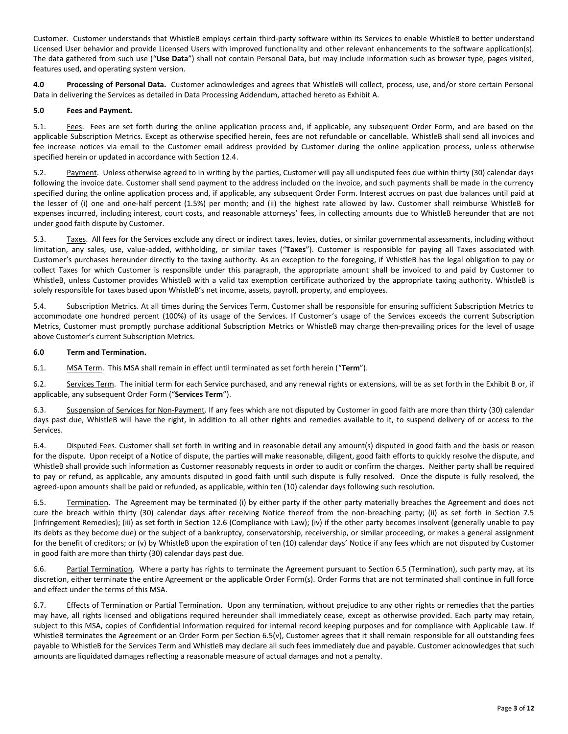Customer. Customer understands that WhistleB employs certain third-party software within its Services to enable WhistleB to better understand Licensed User behavior and provide Licensed Users with improved functionality and other relevant enhancements to the software application(s). The data gathered from such use ("**Use Data**") shall not contain Personal Data, but may include information such as browser type, pages visited, features used, and operating system version.

**4.0 Processing of Personal Data.** Customer acknowledges and agrees that WhistleB will collect, process, use, and/or store certain Personal Data in delivering the Services as detailed in Data Processing Addendum, attached hereto as Exhibit A.

**5.0 Fees and Payment.**

5.1. Fees. Fees are set forth during the online application process and, if applicable, any subsequent Order Form, and are based on the applicable Subscription Metrics. Except as otherwise specified herein, fees are not refundable or cancellable. WhistleB shall send all invoices and fee increase notices via email to the Customer email address provided by Customer during the online application process, unless otherwise specified herein or updated in accordance with Section 12.4.

5.2. Payment. Unless otherwise agreed to in writing by the parties, Customer will pay all undisputed fees due within thirty (30) calendar days following the invoice date. Customer shall send payment to the address included on the invoice, and such payments shall be made in the currency specified during the online application process and, if applicable, any subsequent Order Form. Interest accrues on past due balances until paid at the lesser of (i) one and one-half percent (1.5%) per month; and (ii) the highest rate allowed by law. Customer shall reimburse WhistleB for expenses incurred, including interest, court costs, and reasonable attorneys' fees, in collecting amounts due to WhistleB hereunder that are not under good faith dispute by Customer.

5.3. Taxes. All fees for the Services exclude any direct or indirect taxes, levies, duties, or similar governmental assessments, including without limitation, any sales, use, value-added, withholding, or similar taxes ("**Taxes**"). Customer is responsible for paying all Taxes associated with Customer's purchases hereunder directly to the taxing authority. As an exception to the foregoing, if WhistleB has the legal obligation to pay or collect Taxes for which Customer is responsible under this paragraph, the appropriate amount shall be invoiced to and paid by Customer to WhistleB, unless Customer provides WhistleB with a valid tax exemption certificate authorized by the appropriate taxing authority. WhistleB is solely responsible for taxes based upon WhistleB's net income, assets, payroll, property, and employees.

5.4. Subscription Metrics. At all times during the Services Term, Customer shall be responsible for ensuring sufficient Subscription Metrics to accommodate one hundred percent (100%) of its usage of the Services. If Customer's usage of the Services exceeds the current Subscription Metrics, Customer must promptly purchase additional Subscription Metrics or WhistleB may charge then-prevailing prices for the level of usage above Customer's current Subscription Metrics.

**6.0 Term and Termination.**

6.1. MSA Term. This MSA shall remain in effect until terminated as set forth herein ("**Term**").

6.2. Services Term. The initial term for each Service purchased, and any renewal rights or extensions, will be as set forth in the Exhibit B or, if applicable, any subsequent Order Form ("**Services Term**").

6.3. Suspension of Services for Non-Payment. If any fees which are not disputed by Customer in good faith are more than thirty (30) calendar days past due, WhistleB will have the right, in addition to all other rights and remedies available to it, to suspend delivery of or access to the Services.

6.4. Disputed Fees. Customer shall set forth in writing and in reasonable detail any amount(s) disputed in good faith and the basis or reason for the dispute. Upon receipt of a Notice of dispute, the parties will make reasonable, diligent, good faith efforts to quickly resolve the dispute, and WhistleB shall provide such information as Customer reasonably requests in order to audit or confirm the charges. Neither party shall be required to pay or refund, as applicable, any amounts disputed in good faith until such dispute is fully resolved. Once the dispute is fully resolved, the agreed-upon amounts shall be paid or refunded, as applicable, within ten (10) calendar days following such resolution.

6.5. Termination. The Agreement may be terminated (i) by either party if the other party materially breaches the Agreement and does not cure the breach within thirty (30) calendar days after receiving Notice thereof from the non-breaching party; (ii) as set forth in Section 7.5 (Infringement Remedies); (iii) as set forth in Section 12.6 (Compliance with Law); (iv) if the other party becomes insolvent (generally unable to pay its debts as they become due) or the subject of a bankruptcy, conservatorship, receivership, or similar proceeding, or makes a general assignment for the benefit of creditors; or (v) by WhistleB upon the expiration of ten (10) calendar days' Notice if any fees which are not disputed by Customer in good faith are more than thirty (30) calendar days past due.

6.6. Partial Termination. Where a party has rights to terminate the Agreement pursuant to Section 6.5 (Termination), such party may, at its discretion, either terminate the entire Agreement or the applicable Order Form(s). Order Forms that are not terminated shall continue in full force and effect under the terms of this MSA.

6.7. Effects of Termination or Partial Termination. Upon any termination, without prejudice to any other rights or remedies that the parties may have, all rights licensed and obligations required hereunder shall immediately cease, except as otherwise provided. Each party may retain, subject to this MSA, copies of Confidential Information required for internal record keeping purposes and for compliance with Applicable Law. If WhistleB terminates the Agreement or an Order Form per Section 6.5(v), Customer agrees that it shall remain responsible for all outstanding fees payable to WhistleB for the Services Term and WhistleB may declare all such fees immediately due and payable. Customer acknowledges that such amounts are liquidated damages reflecting a reasonable measure of actual damages and not a penalty.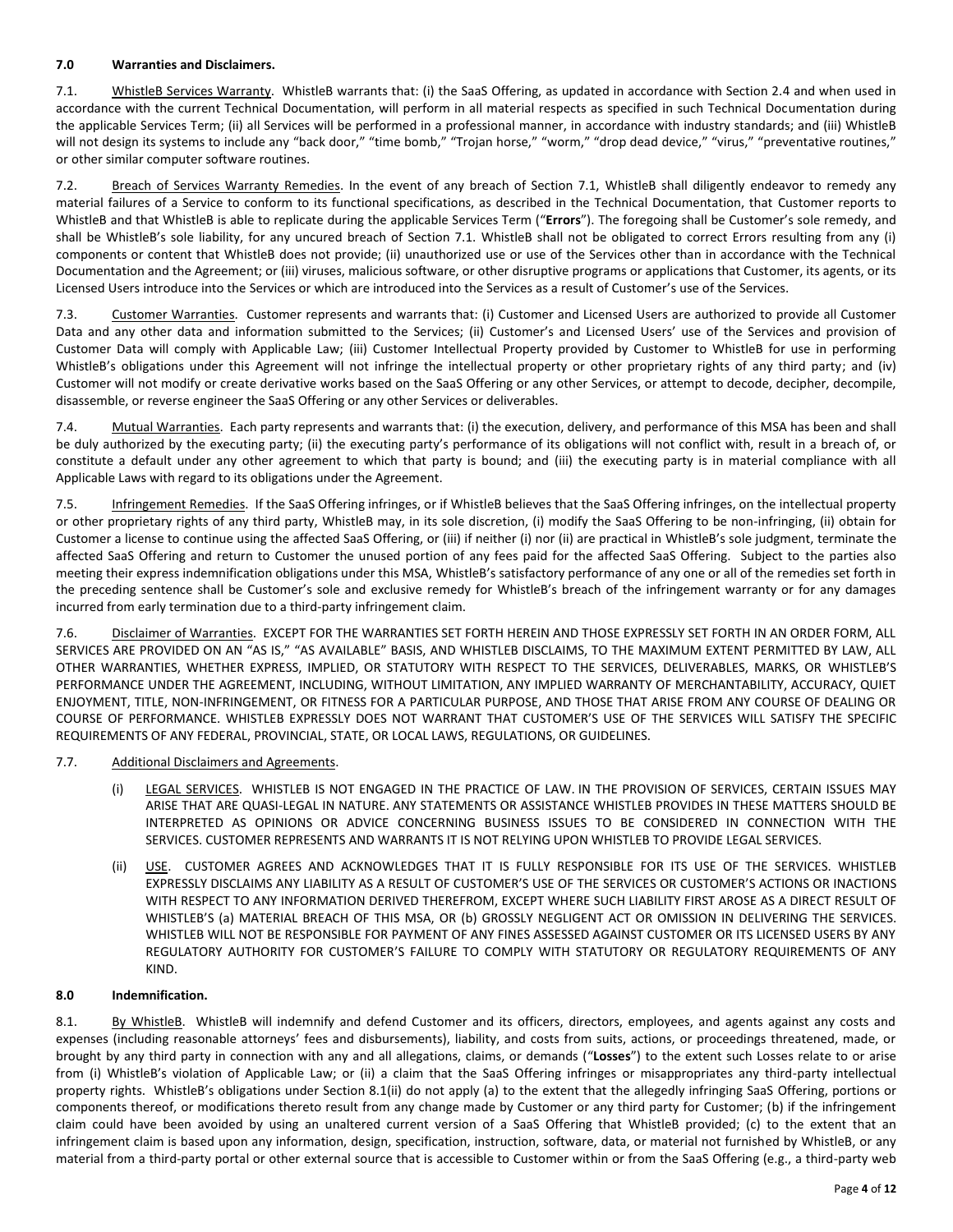## 7.0 Warranties and Disclaimers.

7.1. WhistleB Services Warranty. WhistleB warrants that: (i) the SaaS Offering, as updated in accordance with Section 2.4 and when used in accordance with the current Technical Documentation, will perform in all material respects as specified in such Technical Documentation during the applicable Services Term; (ii) all Services will be performed in a professional manner, in accordance with industry standards; and (iii) WhistleB will not design its systems to include any "back door," "time bomb," "Trojan horse," "worm," "drop dead device," "virus," "preventative routines," or other similar computer software routines.

7.2. Breach of Services Warranty Remedies. In the event of any breach of Section 7.1, WhistleB shall diligently endeavor to remedy any material failures of a Service to conform to its functional specifications, as described in the Technical Documentation, that Customer reports to WhistleB and that WhistleB is able to replicate during the applicable Services Term ("**Errors**"). The foregoing shall be Customer's sole remedy, and shall be WhistleB's sole liability, for any uncured breach of Section 7.1. WhistleB shall not be obligated to correct Errors resulting from any (i) components or content that WhistleB does not provide; (ii) unauthorized use or use of the Services other than in accordance with the Technical Documentation and the Agreement; or (iii) viruses, malicious software, or other disruptive programs or applications that Customer, its agents, or its Licensed Users introduce into the Services or which are introduced into the Services as a result of Customer's use of the Services.

7.3. Customer Warranties. Customer represents and warrants that: (i) Customer and Licensed Users are authorized to provide all Customer Data and any other data and information submitted to the Services; (ii) Customer's and Licensed Users' use of the Services and provision of Customer Data will comply with Applicable Law; (iii) Customer Intellectual Property provided by Customer to WhistleB for use in performing WhistleB's obligations under this Agreement will not infringe the intellectual property or other proprietary rights of any third party; and (iv) Customer will not modify or create derivative works based on the SaaS Offering or any other Services, or attempt to decode, decipher, decompile, disassemble, or reverse engineer the SaaS Offering or any other Services or deliverables.

7.4. Mutual Warranties. Each party represents and warrants that: (i) the execution, delivery, and performance of this MSA has been and shall be duly authorized by the executing party; (ii) the executing party's performance of its obligations will not conflict with, result in a breach of, or constitute a default under any other agreement to which that party is bound; and (iii) the executing party is in material compliance with all Applicable Laws with regard to its obligations under the Agreement.

7.5. Infringement Remedies. If the SaaS Offering infringes, or if WhistleB believes that the SaaS Offering infringes, on the intellectual property or other proprietary rights of any third party, WhistleB may, in its sole discretion, (i) modify the SaaS Offering to be non-infringing, (ii) obtain for Customer a license to continue using the affected SaaS Offering, or (iii) if neither (i) nor (ii) are practical in WhistleB's sole judgment, terminate the affected SaaS Offering and return to Customer the unused portion of any fees paid for the affected SaaS Offering. Subject to the parties also meeting their express indemnification obligations under this MSA, WhistleB's satisfactory performance of any one or all of the remedies set forth in the preceding sentence shall be Customer's sole and exclusive remedy for WhistleB's breach of the infringement warranty or for any damages incurred from early termination due to a third-party infringement claim.

7.6. Disclaimer of Warranties. EXCEPT FOR THE WARRANTIES SET FORTH HEREIN AND THOSE EXPRESSLY SET FORTH IN AN ORDER FORM, ALL SERVICES ARE PROVIDED ON AN "AS IS," "AS AVAILABLE" BASIS, AND WHISTLEB DISCLAIMS, TO THE MAXIMUM EXTENT PERMITTED BY LAW, ALL OTHER WARRANTIES, WHETHER EXPRESS, IMPLIED, OR STATUTORY WITH RESPECT TO THE SERVICES, DELIVERABLES, MARKS, OR WHISTLEB'S PERFORMANCE UNDER THE AGREEMENT, INCLUDING, WITHOUT LIMITATION, ANY IMPLIED WARRANTY OF MERCHANTABILITY, ACCURACY, QUIET ENJOYMENT, TITLE, NON-INFRINGEMENT, OR FITNESS FOR A PARTICULAR PURPOSE, AND THOSE THAT ARISE FROM ANY COURSE OF DEALING OR COURSE OF PERFORMANCE. WHISTLEB EXPRESSLY DOES NOT WARRANT THAT CUSTOMER'S USE OF THE SERVICES WILL SATISFY THE SPECIFIC REQUIREMENTS OF ANY FEDERAL, PROVINCIAL, STATE, OR LOCAL LAWS, REGULATIONS, OR GUIDELINES.

7.7. Additional Disclaimers and Agreements.

(i) LEGAL SERVICES. WHISTLEB IS NOT ENGAGED IN THE PRACTICE OF LAW. IN THE PROVISION OF SERVICES, CERTAIN ISSUES MAY ARISE THAT ARE QUASI-LEGAL IN NATURE. ANY STATEMENTS OR ASSISTANCE WHISTLEB PROVIDES IN THESE MATTERS SHOULD BE INTERPRETED AS OPINIONS OR ADVICE CONCERNING BUSINESS ISSUES TO BE CONSIDERED IN CONNECTION WITH THE SERVICES. CUSTOMER REPRESENTS AND WARRANTS IT IS NOT RELYING UPON WHISTLEB TO PROVIDE LEGAL SERVICES.

(ii) USE. CUSTOMER AGREES AND ACKNOWLEDGES THAT IT IS FULLY RESPONSIBLE FOR ITS USE OF THE SERVICES. WHISTLEB EXPRESSLY DISCLAIMS ANY LIABILITY AS A RESULT OF CUSTOMER'S USE OF THE SERVICES OR CUSTOMER'S ACTIONS OR INACTIONS WITH RESPECT TO ANY INFORMATION DERIVED THEREFROM, EXCEPT WHERE SUCH LIABILITY FIRST AROSE AS A DIRECT RESULT OF WHISTLEB'S (a) MATERIAL BREACH OF THIS MSA, OR (b) GROSSLY NEGLIGENT ACT OR OMISSION IN DELIVERING THE SERVICES. WHISTLEB WILL NOT BE RESPONSIBLE FOR PAYMENT OF ANY FINES ASSESSED AGAINST CUSTOMER OR ITS LICENSED USERS BY ANY REGULATORY AUTHORITY FOR CUSTOMER'S FAILURE TO COMPLY WITH STATUTORY OR REGULATORY REQUIREMENTS OF ANY KIND.

## 8.0 Indemnification.

8.1. By WhistleB. WhistleB will indemnify and defend Customer and its officers, directors, employees, and agents against any costs and expenses (including reasonable attorneys' fees and disbursements), liability, and costs from suits, actions, or proceedings threatened, made, or brought by any third party in connection with any and all allegations, claims, or demands ("**Losses**") to the extent such Losses relate to or arise from (i) WhistleB's violation of Applicable Law; or (ii) a claim that the SaaS Offering infringes or misappropriates any third-party intellectual property rights. WhistleB's obligations under Section 8.1(ii) do not apply (a) to the extent that the allegedly infringing SaaS Offering, portions or components thereof, or modifications thereto result from any change made by Customer or any third party for Customer; (b) if the infringement claim could have been avoided by using an unaltered current version of a SaaS Offering that WhistleB provided; (c) to the extent that an infringement claim is based upon any information, design, specification, instruction, software, data, or material not furnished by WhistleB, or any material from a third-party portal or other external source that is accessible to Customer within or from the SaaS Offering (e.g., a third-party web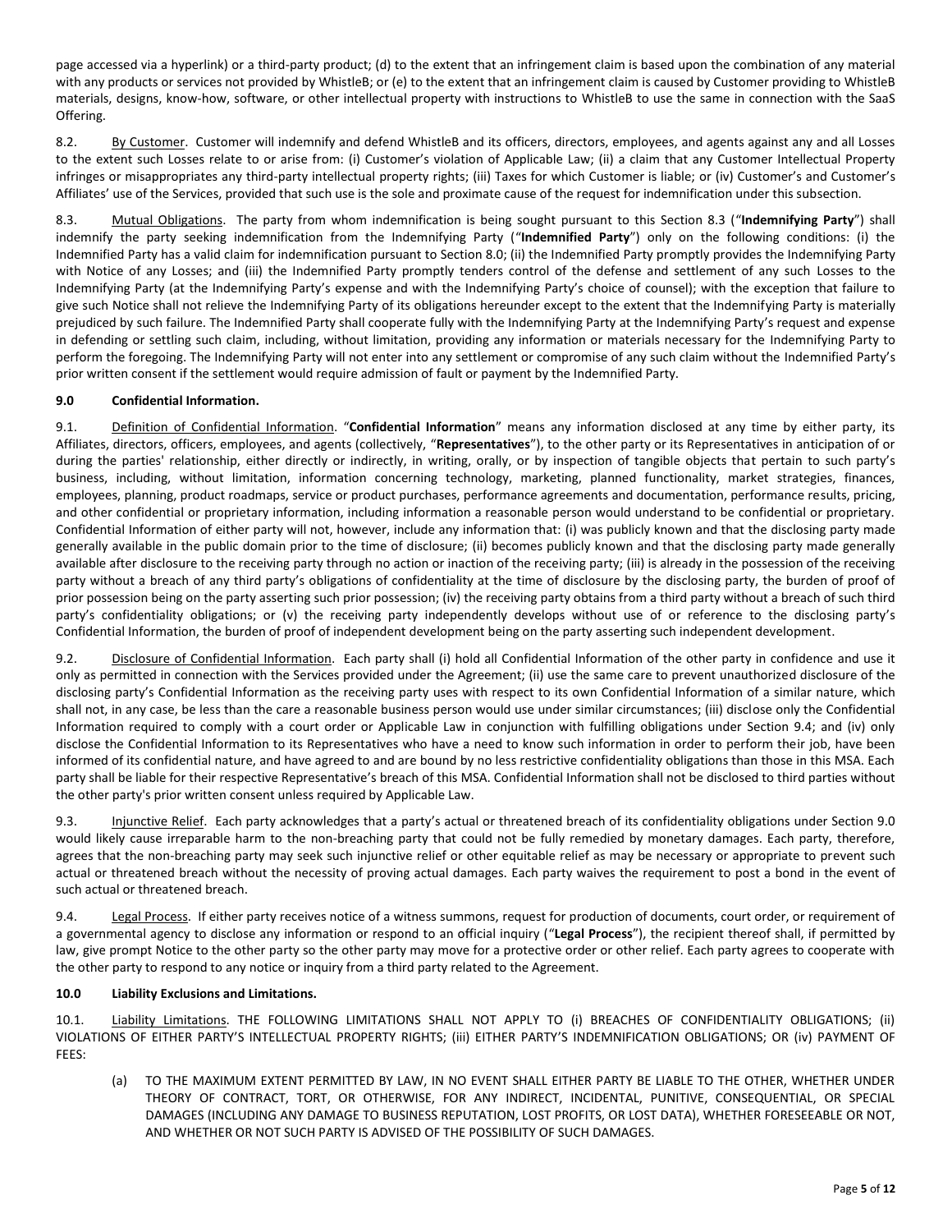page accessed via a hyperlink) or a third-party product; (d) to the extent that an infringement claim is based upon the combination of any material with any products or services not provided by WhistleB; or (e) to the extent that an infringement claim is caused by Customer providing to WhistleB materials, designs, know-how, software, or other intellectual property with instructions to WhistleB to use the same in connection with the SaaS Offering.

8.2. By Customer. Customer will indemnify and defend WhistleB and its officers, directors, employees, and agents against any and all Losses to the extent such Losses relate to or arise from: (i) Customer's violation of Applicable Law; (ii) a claim that any Customer Intellectual Property infringes or misappropriates any third-party intellectual property rights; (iii) Taxes for which Customer is liable; or (iv) Customer's and Customer's Affiliates' use of the Services, provided that such use is the sole and proximate cause of the request for indemnification under this subsection.

8.3. Mutual Obligations. The party from whom indemnification is being sought pursuant to this Section 8.3 ("**Indemnifying Party**") shall indemnify the party seeking indemnification from the Indemnifying Party ("**Indemnified Party**") only on the following conditions: (i) the Indemnified Party has a valid claim for indemnification pursuant to Section 8.0; (ii) the Indemnified Party promptly provides the Indemnifying Party with Notice of any Losses; and (iii) the Indemnified Party promptly tenders control of the defense and settlement of any such Losses to the Indemnifying Party (at the Indemnifying Party's expense and with the Indemnifying Party's choice of counsel); with the exception that failure to give such Notice shall not relieve the Indemnifying Party of its obligations hereunder except to the extent that the Indemnifying Party is materially prejudiced by such failure. The Indemnified Party shall cooperate fully with the Indemnifying Party at the Indemnifying Party's request and expense in defending or settling such claim, including, without limitation, providing any information or materials necessary for the Indemnifying Party to perform the foregoing. The Indemnifying Party will not enter into any settlement or compromise of any such claim without the Indemnified Party's prior written consent if the settlement would require admission of fault or payment by the Indemnified Party.

### 9.0 Confidential Information.

9.1. Definition of Confidential Information. "**Confidential Information**" means any information disclosed at any time by either party, its Affiliates, directors, officers, employees, and agents (collectively, "**Representatives**"), to the other party or its Representatives in anticipation of or during the parties' relationship, either directly or indirectly, in writing, orally, or by inspection of tangible objects that pertain to such party's business, including, without limitation, information concerning technology, marketing, planned functionality, market strategies, finances, employees, planning, product roadmaps, service or product purchases, performance agreements and documentation, performance results, pricing, and other confidential or proprietary information, including information a reasonable person would understand to be confidential or proprietary. Confidential Information of either party will not, however, include any information that: (i) was publicly known and that the disclosing party made generally available in the public domain prior to the time of disclosure; (ii) becomes publicly known and that the disclosing party made generally available after disclosure to the receiving party through no action or inaction of the receiving party; (iii) is already in the possession of the receiving party without a breach of any third party's obligations of confidentiality at the time of disclosure by the disclosing party, the burden of proof of prior possession being on the party asserting such prior possession; (iv) the receiving party obtains from a third party without a breach of such third party's confidentiality obligations; or (v) the receiving party independently develops without use of or reference to the disclosing party's Confidential Information, the burden of proof of independent development being on the party asserting such independent development.

9.2. Disclosure of Confidential Information. Each party shall (i) hold all Confidential Information of the other party in confidence and use it only as permitted in connection with the Services provided under the Agreement; (ii) use the same care to prevent unauthorized disclosure of the disclosing party's Confidential Information as the receiving party uses with respect to its own Confidential Information of a similar nature, which shall not, in any case, be less than the care a reasonable business person would use under similar circumstances; (iii) disclose only the Confidential Information required to comply with a court order or Applicable Law in conjunction with fulfilling obligations under Section 9.4; and (iv) only disclose the Confidential Information to its Representatives who have a need to know such information in order to perform their job, have been informed of its confidential nature, and have agreed to and are bound by no less restrictive confidentiality obligations than those in this MSA. Each party shall be liable for their respective Representative's breach of this MSA. Confidential Information shall not be disclosed to third parties without the other party's prior written consent unless required by Applicable Law.

9.3. Injunctive Relief. Each party acknowledges that a party's actual or threatened breach of its confidentiality obligations under Section 9.0 would likely cause irreparable harm to the non-breaching party that could not be fully remedied by monetary damages. Each party, therefore, agrees that the non-breaching party may seek such injunctive relief or other equitable relief as may be necessary or appropriate to prevent such actual or threatened breach without the necessity of proving actual damages. Each party waives the requirement to post a bond in the event of such actual or threatened breach.

9.4. Legal Process. If either party receives notice of a witness summons, request for production of documents, court order, or requirement of a governmental agency to disclose any information or respond to an official inquiry ("**Legal Process**"), the recipient thereof shall, if permitted by law, give prompt Notice to the other party so the other party may move for a protective order or other relief. Each party agrees to cooperate with the other party to respond to any notice or inquiry from a third party related to the Agreement.

### 10.0 Liability Exclusions and Limitations.

10.1. Liability Limitations. THE FOLLOWING LIMITATIONS SHALL NOT APPLY TO (i) BREACHES OF CONFIDENTIALITY OBLIGATIONS; (ii) VIOLATIONS OF EITHER PARTY'S INTELLECTUAL PROPERTY RIGHTS; (iii) EITHER PARTY'S INDEMNIFICATION OBLIGATIONS; OR (iv) PAYMENT OF FEES:

(a) TO THE MAXIMUM EXTENT PERMITTED BY LAW, IN NO EVENT SHALL EITHER PARTY BE LIABLE TO THE OTHER, WHETHER UNDER THEORY OF CONTRACT, TORT, OR OTHERWISE, FOR ANY INDIRECT, INCIDENTAL, PUNITIVE, CONSEQUENTIAL, OR SPECIAL DAMAGES (INCLUDING ANY DAMAGE TO BUSINESS REPUTATION, LOST PROFITS, OR LOST DATA), WHETHER FORESEEABLE OR NOT, AND WHETHER OR NOT SUCH PARTY IS ADVISED OF THE POSSIBILITY OF SUCH DAMAGES.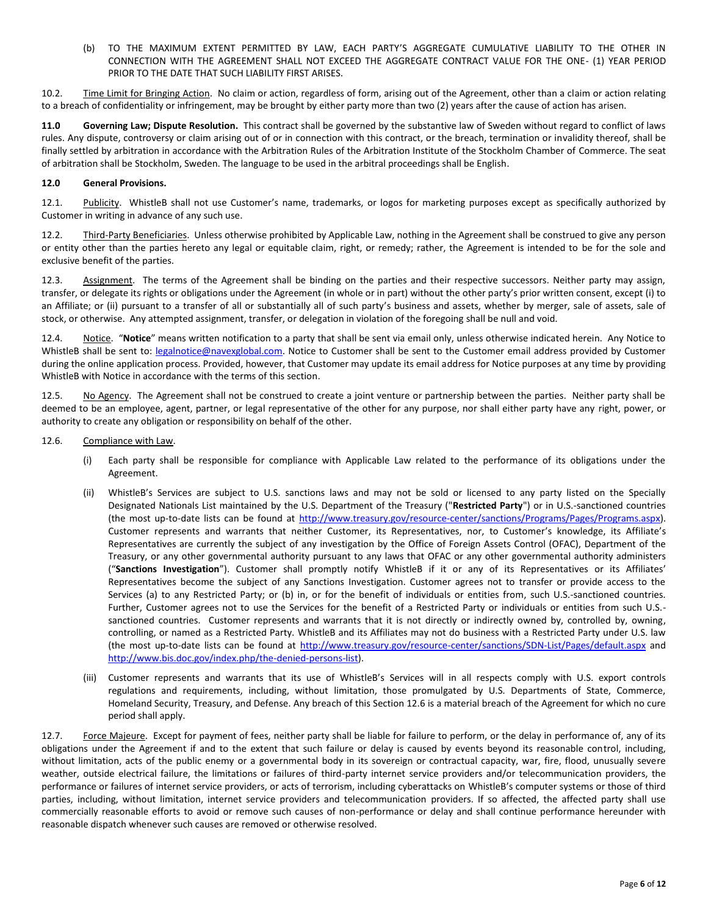(b) TO THE MAXIMUM EXTENT PERMITTED BY LAW, EACH PARTY'S AGGREGATE CUMULATIVE LIABILITY TO THE OTHER IN CONNECTION WITH THE AGREEMENT SHALL NOT EXCEED THE AGGREGATE CONTRACT VALUE FOR THE ONE- (1) YEAR PERIOD PRIOR TO THE DATE THAT SUCH LIABILITY FIRST ARISES.

10.2. Time Limit for Bringing Action. No claim or action, regardless of form, arising out of the Agreement, other than a claim or action relating to a breach of confidentiality or infringement, may be brought by either party more than two (2) years after the cause of action has arisen.

**11.0 Governing Law; Dispute Resolution.** This contract shall be governed by the substantive law of Sweden without regard to conflict of laws rules. Any dispute, controversy or claim arising out of or in connection with this contract, or the breach, termination or invalidity thereof, shall be finally settled by arbitration in accordance with the Arbitration Rules of the Arbitration Institute of the Stockholm Chamber of Commerce. The seat of arbitration shall be Stockholm, Sweden. The language to be used in the arbitral proceedings shall be English.

**12.0 General Provisions.**

12.1. Publicity. WhistleB shall not use Customer's name, trademarks, or logos for marketing purposes except as specifically authorized by Customer in writing in advance of any such use.

12.2. Third-Party Beneficiaries. Unless otherwise prohibited by Applicable Law, nothing in the Agreement shall be construed to give any person or entity other than the parties hereto any legal or equitable claim, right, or remedy; rather, the Agreement is intended to be for the sole and exclusive benefit of the parties.

12.3. Assignment. The terms of the Agreement shall be binding on the parties and their respective successors. Neither party may assign, transfer, or delegate its rights or obligations under the Agreement (in whole or in part) without the other party's prior written consent, except (i) to an Affiliate; or (ii) pursuant to a transfer of all or substantially all of such party's business and assets, whether by merger, sale of assets, sale of stock, or otherwise. Any attempted assignment, transfer, or delegation in violation of the foregoing shall be null and void.

12.4. Notice. "**Notice**" means written notification to a party that shall be sent via email only, unless otherwise indicated herein. Any Notice to WhistleB shall be sent to: legalnotice@navexglobal.com. Notice to Customer shall be sent to the Customer email address provided by Customer during the online application process. Provided, however, that Customer may update its email address for Notice purposes at any time by providing WhistleB with Notice in accordance with the terms of this section.

12.5. No Agency. The Agreement shall not be construed to create a joint venture or partnership between the parties. Neither party shall be deemed to be an employee, agent, partner, or legal representative of the other for any purpose, nor shall either party have any right, power, or authority to create any obligation or responsibility on behalf of the other.

12.6. Compliance with Law.

(i) Each party shall be responsible for compliance with Applicable Law related to the performance of its obligations under the Agreement.

(ii) WhistleB's Services are subject to U.S. sanctions laws and may not be sold or licensed to any party listed on the Specially Designated Nationals List maintained by the U.S. Department of the Treasury ("**Restricted Party**") or in U.S.-sanctioned countries (the most up-to-date lists can be found at http://www.treasury.gov/resource-center/sanctions/Programs/Pages/Programs.aspx). Customer represents and warrants that neither Customer, its Representatives, nor, to Customer's knowledge, its Affiliate's Representatives are currently the subject of any investigation by the Office of Foreign Assets Control (OFAC), Department of the Treasury, or any other governmental authority pursuant to any laws that OFAC or any other governmental authority administers ("**Sanctions Investigation**"). Customer shall promptly notify WhistleB if it or any of its Representatives or its Affiliates' Representatives become the subject of any Sanctions Investigation. Customer agrees not to transfer or provide access to the Services (a) to any Restricted Party; or (b) in, or for the benefit of individuals or entities from, such U.S.-sanctioned countries. Further, Customer agrees not to use the Services for the benefit of a Restricted Party or individuals or entities from such U.S.-sanctioned countries. Customer represents and warrants that it is not directly or indirectly owned by, controlled by, owning, controlling, or named as a Restricted Party. WhistleB and its Affiliates may not do business with a Restricted Party under U.S. law (the most up-to-date lists can be found at http://www.treasury.gov/resource-center/sanctions/SDN-List/Pages/default.aspx and http://www.bis.doc.gov/index.php/the-denied-persons-list).

(iii) Customer represents and warrants that its use of WhistleB's Services will in all respects comply with U.S. export controls regulations and requirements, including, without limitation, those promulgated by U.S. Departments of State, Commerce, Homeland Security, Treasury, and Defense. Any breach of this Section 12.6 is a material breach of the Agreement for which no cure period shall apply.

12.7. Force Majeure. Except for payment of fees, neither party shall be liable for failure to perform, or the delay in performance of, any of its obligations under the Agreement if and to the extent that such failure or delay is caused by events beyond its reasonable control, including, without limitation, acts of the public enemy or a governmental body in its sovereign or contractual capacity, war, fire, flood, unusually severe weather, outside electrical failure, the limitations or failures of third-party internet service providers and/or telecommunication providers, the performance or failures of internet service providers, or acts of terrorism, including cyberattacks on WhistleB's computer systems or those of third parties, including, without limitation, internet service providers and telecommunication providers. If so affected, the affected party shall use commercially reasonable efforts to avoid or remove such causes of non-performance or delay and shall continue performance hereunder with reasonable dispatch whenever such causes are removed or otherwise resolved.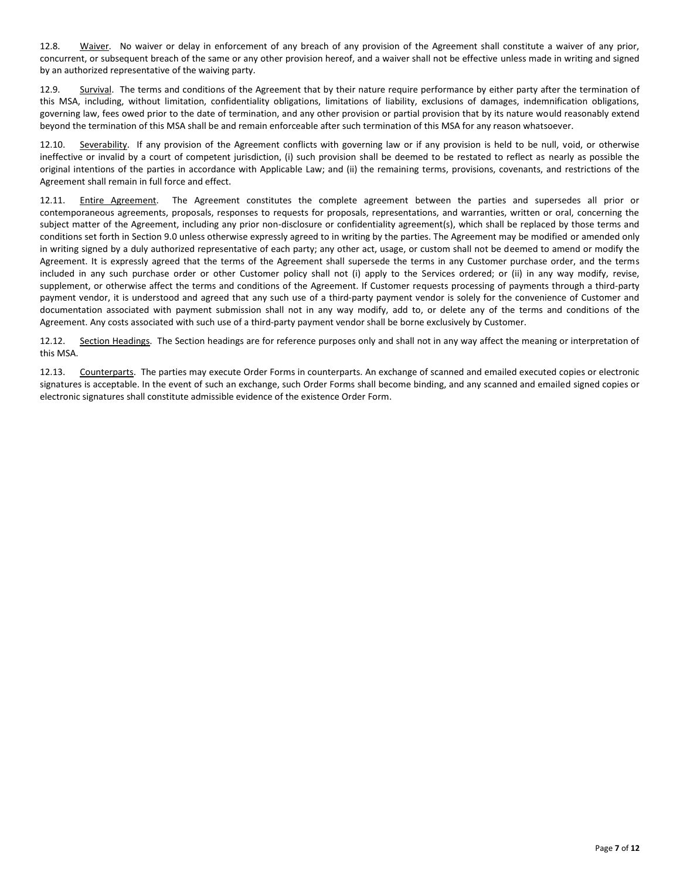12.8. Waiver. No waiver or delay in enforcement of any breach of any provision of the Agreement shall constitute a waiver of any prior, concurrent, or subsequent breach of the same or any other provision hereof, and a waiver shall not be effective unless made in writing and signed by an authorized representative of the waiving party.

12.9. Survival. The terms and conditions of the Agreement that by their nature require performance by either party after the termination of this MSA, including, without limitation, confidentiality obligations, limitations of liability, exclusions of damages, indemnification obligations, governing law, fees owed prior to the date of termination, and any other provision or partial provision that by its nature would reasonably extend beyond the termination of this MSA shall be and remain enforceable after such termination of this MSA for any reason whatsoever.

12.10. Severability. If any provision of the Agreement conflicts with governing law or if any provision is held to be null, void, or otherwise ineffective or invalid by a court of competent jurisdiction, (i) such provision shall be deemed to be restated to reflect as nearly as possible the original intentions of the parties in accordance with Applicable Law; and (ii) the remaining terms, provisions, covenants, and restrictions of the Agreement shall remain in full force and effect.

12.11. Entire Agreement. The Agreement constitutes the complete agreement between the parties and supersedes all prior or contemporaneous agreements, proposals, responses to requests for proposals, representations, and warranties, written or oral, concerning the subject matter of the Agreement, including any prior non-disclosure or confidentiality agreement(s), which shall be replaced by those terms and conditions set forth in Section 9.0 unless otherwise expressly agreed to in writing by the parties. The Agreement may be modified or amended only in writing signed by a duly authorized representative of each party; any other act, usage, or custom shall not be deemed to amend or modify the Agreement. It is expressly agreed that the terms of the Agreement shall supersede the terms in any Customer purchase order, and the terms included in any such purchase order or other Customer policy shall not (i) apply to the Services ordered; or (ii) in any way modify, revise, supplement, or otherwise affect the terms and conditions of the Agreement. If Customer requests processing of payments through a third-party payment vendor, it is understood and agreed that any such use of a third-party payment vendor is solely for the convenience of Customer and documentation associated with payment submission shall not in any way modify, add to, or delete any of the terms and conditions of the Agreement. Any costs associated with such use of a third-party payment vendor shall be borne exclusively by Customer.

12.12. Section Headings. The Section headings are for reference purposes only and shall not in any way affect the meaning or interpretation of this MSA.

12.13. Counterparts. The parties may execute Order Forms in counterparts. An exchange of scanned and emailed executed copies or electronic signatures is acceptable. In the event of such an exchange, such Order Forms shall become binding, and any scanned and emailed signed copies or electronic signatures shall constitute admissible evidence of the existence Order Form.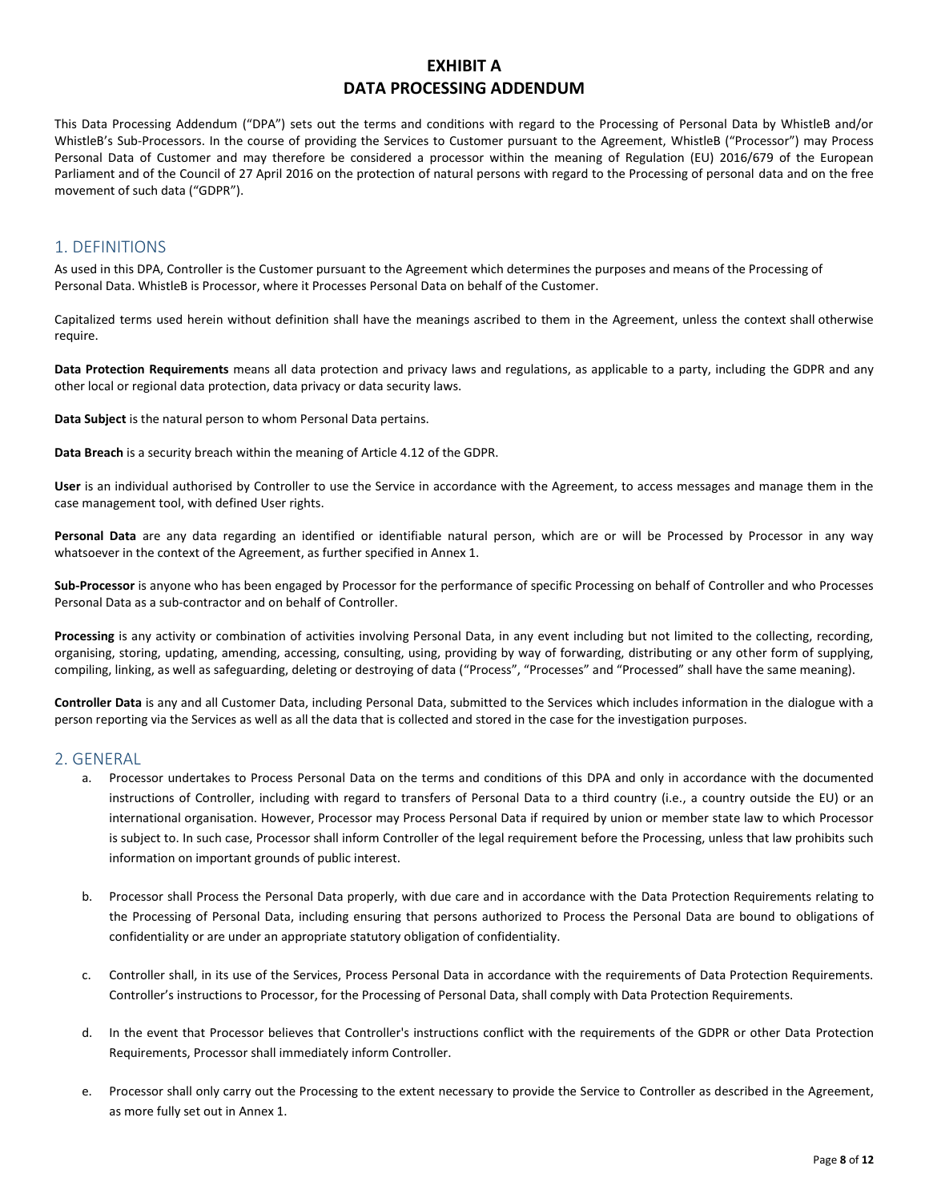# EXHIBIT A
# DATA PROCESSING ADDENDUM

This Data Processing Addendum ("DPA") sets out the terms and conditions with regard to the Processing of Personal Data by WhistleB and/or WhistleB's Sub-Processors. In the course of providing the Services to Customer pursuant to the Agreement, WhistleB ("Processor") may Process Personal Data of Customer and may therefore be considered a processor within the meaning of Regulation (EU) 2016/679 of the European Parliament and of the Council of 27 April 2016 on the protection of natural persons with regard to the Processing of personal data and on the free movement of such data ("GDPR").

## 1. DEFINITIONS

As used in this DPA, Controller is the Customer pursuant to the Agreement which determines the purposes and means of the Processing of Personal Data. WhistleB is Processor, where it Processes Personal Data on behalf of the Customer.

Capitalized terms used herein without definition shall have the meanings ascribed to them in the Agreement, unless the context shall otherwise require.

**Data Protection Requirements** means all data protection and privacy laws and regulations, as applicable to a party, including the GDPR and any other local or regional data protection, data privacy or data security laws.

**Data Subject** is the natural person to whom Personal Data pertains.

**Data Breach** is a security breach within the meaning of Article 4.12 of the GDPR.

**User** is an individual authorised by Controller to use the Service in accordance with the Agreement, to access messages and manage them in the case management tool, with defined User rights.

**Personal Data** are any data regarding an identified or identifiable natural person, which are or will be Processed by Processor in any way whatsoever in the context of the Agreement, as further specified in Annex 1.

**Sub-Processor** is anyone who has been engaged by Processor for the performance of specific Processing on behalf of Controller and who Processes Personal Data as a sub-contractor and on behalf of Controller.

**Processing** is any activity or combination of activities involving Personal Data, in any event including but not limited to the collecting, recording, organising, storing, updating, amending, accessing, consulting, using, providing by way of forwarding, distributing or any other form of supplying, compiling, linking, as well as safeguarding, deleting or destroying of data ("Process", "Processes" and "Processed" shall have the same meaning).

**Controller Data** is any and all Customer Data, including Personal Data, submitted to the Services which includes information in the dialogue with a person reporting via the Services as well as all the data that is collected and stored in the case for the investigation purposes.

## 2. GENERAL

a. Processor undertakes to Process Personal Data on the terms and conditions of this DPA and only in accordance with the documented instructions of Controller, including with regard to transfers of Personal Data to a third country (i.e., a country outside the EU) or an international organisation. However, Processor may Process Personal Data if required by union or member state law to which Processor is subject to. In such case, Processor shall inform Controller of the legal requirement before the Processing, unless that law prohibits such information on important grounds of public interest.

b. Processor shall Process the Personal Data properly, with due care and in accordance with the Data Protection Requirements relating to the Processing of Personal Data, including ensuring that persons authorized to Process the Personal Data are bound to obligations of confidentiality or are under an appropriate statutory obligation of confidentiality.

c. Controller shall, in its use of the Services, Process Personal Data in accordance with the requirements of Data Protection Requirements. Controller's instructions to Processor, for the Processing of Personal Data, shall comply with Data Protection Requirements.

d. In the event that Processor believes that Controller's instructions conflict with the requirements of the GDPR or other Data Protection Requirements, Processor shall immediately inform Controller.

e. Processor shall only carry out the Processing to the extent necessary to provide the Service to Controller as described in the Agreement, as more fully set out in Annex 1.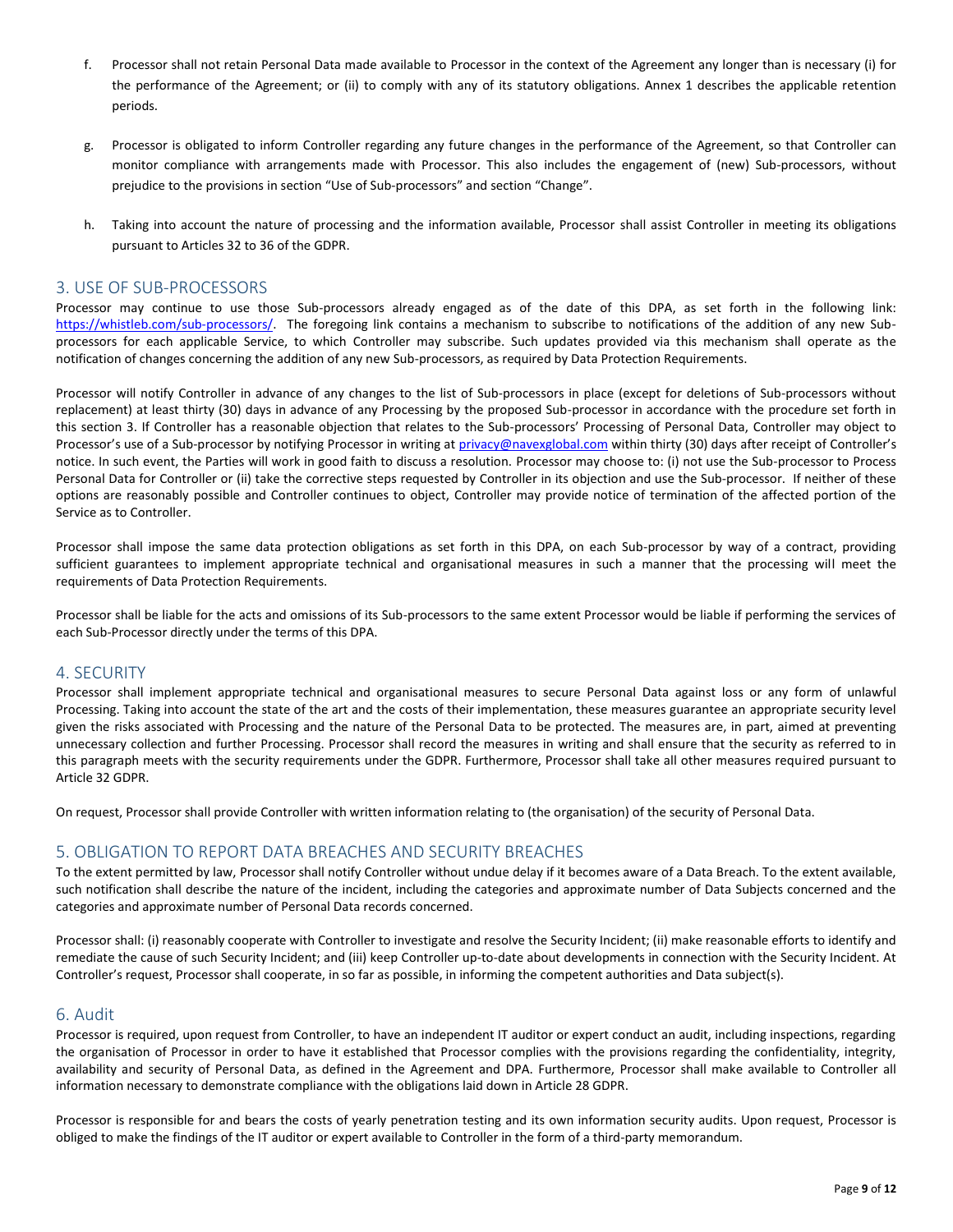f. Processor shall not retain Personal Data made available to Processor in the context of the Agreement any longer than is necessary (i) for the performance of the Agreement; or (ii) to comply with any of its statutory obligations. Annex 1 describes the applicable retention periods.

g. Processor is obligated to inform Controller regarding any future changes in the performance of the Agreement, so that Controller can monitor compliance with arrangements made with Processor. This also includes the engagement of (new) Sub-processors, without prejudice to the provisions in section "Use of Sub-processors" and section "Change".

h. Taking into account the nature of processing and the information available, Processor shall assist Controller in meeting its obligations pursuant to Articles 32 to 36 of the GDPR.

## 3. USE OF SUB-PROCESSORS

Processor may continue to use those Sub-processors already engaged as of the date of this DPA, as set forth in the following link: https://whistleb.com/sub-processors/. The foregoing link contains a mechanism to subscribe to notifications of the addition of any new Sub-processors for each applicable Service, to which Controller may subscribe. Such updates provided via this mechanism shall operate as the notification of changes concerning the addition of any new Sub-processors, as required by Data Protection Requirements.

Processor will notify Controller in advance of any changes to the list of Sub-processors in place (except for deletions of Sub-processors without replacement) at least thirty (30) days in advance of any Processing by the proposed Sub-processor in accordance with the procedure set forth in this section 3. If Controller has a reasonable objection that relates to the Sub-processors' Processing of Personal Data, Controller may object to Processor's use of a Sub-processor by notifying Processor in writing at privacy@navexglobal.com within thirty (30) days after receipt of Controller's notice. In such event, the Parties will work in good faith to discuss a resolution. Processor may choose to: (i) not use the Sub-processor to Process Personal Data for Controller or (ii) take the corrective steps requested by Controller in its objection and use the Sub-processor. If neither of these options are reasonably possible and Controller continues to object, Controller may provide notice of termination of the affected portion of the Service as to Controller.

Processor shall impose the same data protection obligations as set forth in this DPA, on each Sub-processor by way of a contract, providing sufficient guarantees to implement appropriate technical and organisational measures in such a manner that the processing will meet the requirements of Data Protection Requirements.

Processor shall be liable for the acts and omissions of its Sub-processors to the same extent Processor would be liable if performing the services of each Sub-Processor directly under the terms of this DPA.

## 4. SECURITY

Processor shall implement appropriate technical and organisational measures to secure Personal Data against loss or any form of unlawful Processing. Taking into account the state of the art and the costs of their implementation, these measures guarantee an appropriate security level given the risks associated with Processing and the nature of the Personal Data to be protected. The measures are, in part, aimed at preventing unnecessary collection and further Processing. Processor shall record the measures in writing and shall ensure that the security as referred to in this paragraph meets with the security requirements under the GDPR. Furthermore, Processor shall take all other measures required pursuant to Article 32 GDPR.

On request, Processor shall provide Controller with written information relating to (the organisation) of the security of Personal Data.

## 5. OBLIGATION TO REPORT DATA BREACHES AND SECURITY BREACHES

To the extent permitted by law, Processor shall notify Controller without undue delay if it becomes aware of a Data Breach. To the extent available, such notification shall describe the nature of the incident, including the categories and approximate number of Data Subjects concerned and the categories and approximate number of Personal Data records concerned.

Processor shall: (i) reasonably cooperate with Controller to investigate and resolve the Security Incident; (ii) make reasonable efforts to identify and remediate the cause of such Security Incident; and (iii) keep Controller up-to-date about developments in connection with the Security Incident. At Controller's request, Processor shall cooperate, in so far as possible, in informing the competent authorities and Data subject(s).

## 6. Audit

Processor is required, upon request from Controller, to have an independent IT auditor or expert conduct an audit, including inspections, regarding the organisation of Processor in order to have it established that Processor complies with the provisions regarding the confidentiality, integrity, availability and security of Personal Data, as defined in the Agreement and DPA. Furthermore, Processor shall make available to Controller all information necessary to demonstrate compliance with the obligations laid down in Article 28 GDPR.

Processor is responsible for and bears the costs of yearly penetration testing and its own information security audits. Upon request, Processor is obliged to make the findings of the IT auditor or expert available to Controller in the form of a third-party memorandum.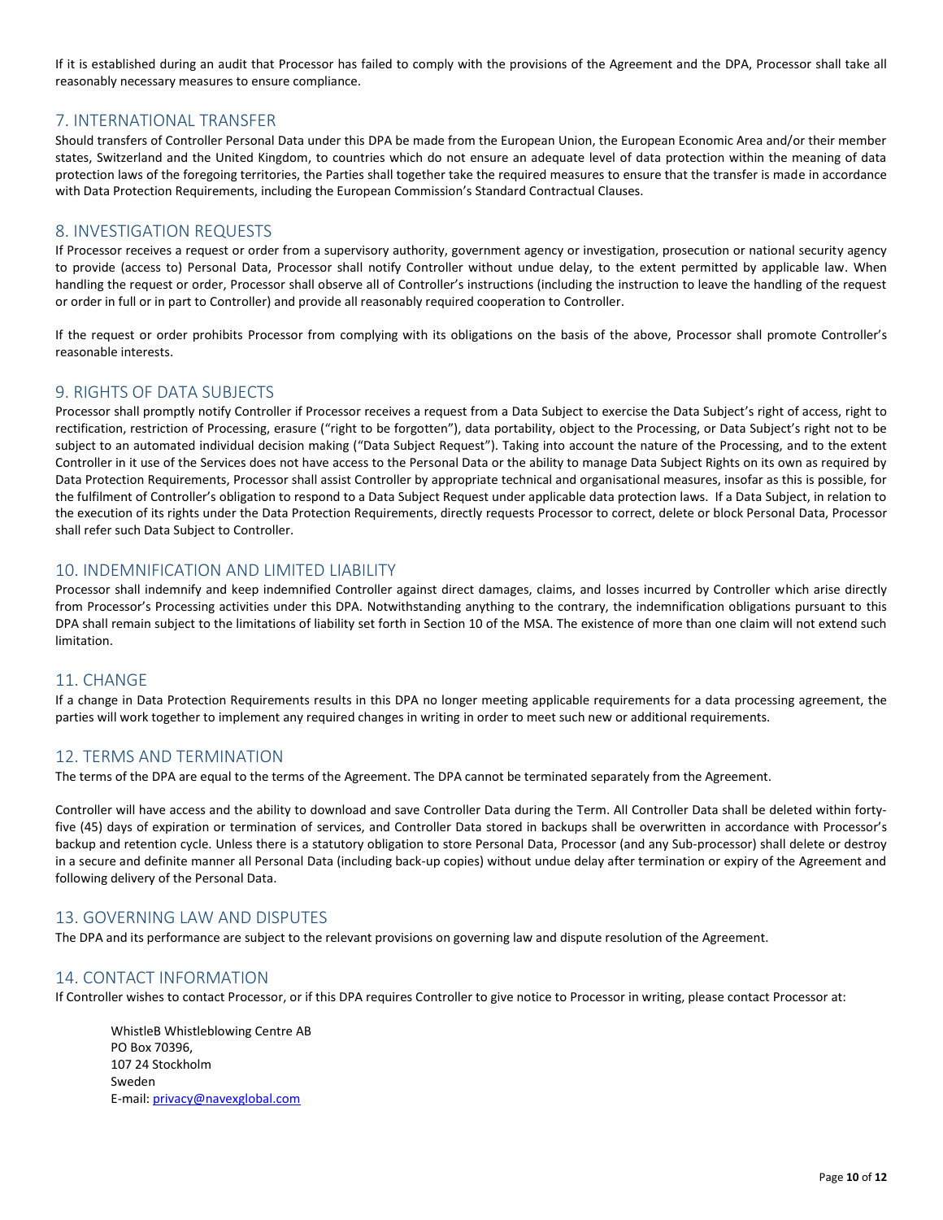If it is established during an audit that Processor has failed to comply with the provisions of the Agreement and the DPA, Processor shall take all reasonably necessary measures to ensure compliance.

## 7. INTERNATIONAL TRANSFER

Should transfers of Controller Personal Data under this DPA be made from the European Union, the European Economic Area and/or their member states, Switzerland and the United Kingdom, to countries which do not ensure an adequate level of data protection within the meaning of data protection laws of the foregoing territories, the Parties shall together take the required measures to ensure that the transfer is made in accordance with Data Protection Requirements, including the European Commission's Standard Contractual Clauses.

## 8. INVESTIGATION REQUESTS

If Processor receives a request or order from a supervisory authority, government agency or investigation, prosecution or national security agency to provide (access to) Personal Data, Processor shall notify Controller without undue delay, to the extent permitted by applicable law. When handling the request or order, Processor shall observe all of Controller's instructions (including the instruction to leave the handling of the request or order in full or in part to Controller) and provide all reasonably required cooperation to Controller.

If the request or order prohibits Processor from complying with its obligations on the basis of the above, Processor shall promote Controller's reasonable interests.

## 9. RIGHTS OF DATA SUBJECTS

Processor shall promptly notify Controller if Processor receives a request from a Data Subject to exercise the Data Subject's right of access, right to rectification, restriction of Processing, erasure ("right to be forgotten"), data portability, object to the Processing, or Data Subject's right not to be subject to an automated individual decision making ("Data Subject Request"). Taking into account the nature of the Processing, and to the extent Controller in it use of the Services does not have access to the Personal Data or the ability to manage Data Subject Rights on its own as required by Data Protection Requirements, Processor shall assist Controller by appropriate technical and organisational measures, insofar as this is possible, for the fulfilment of Controller's obligation to respond to a Data Subject Request under applicable data protection laws. If a Data Subject, in relation to the execution of its rights under the Data Protection Requirements, directly requests Processor to correct, delete or block Personal Data, Processor shall refer such Data Subject to Controller.

## 10. INDEMNIFICATION AND LIMITED LIABILITY

Processor shall indemnify and keep indemnified Controller against direct damages, claims, and losses incurred by Controller which arise directly from Processor's Processing activities under this DPA. Notwithstanding anything to the contrary, the indemnification obligations pursuant to this DPA shall remain subject to the limitations of liability set forth in Section 10 of the MSA. The existence of more than one claim will not extend such limitation.

## 11. CHANGE

If a change in Data Protection Requirements results in this DPA no longer meeting applicable requirements for a data processing agreement, the parties will work together to implement any required changes in writing in order to meet such new or additional requirements.

## 12. TERMS AND TERMINATION

The terms of the DPA are equal to the terms of the Agreement. The DPA cannot be terminated separately from the Agreement.

Controller will have access and the ability to download and save Controller Data during the Term. All Controller Data shall be deleted within forty-five (45) days of expiration or termination of services, and Controller Data stored in backups shall be overwritten in accordance with Processor's backup and retention cycle. Unless there is a statutory obligation to store Personal Data, Processor (and any Sub-processor) shall delete or destroy in a secure and definite manner all Personal Data (including back-up copies) without undue delay after termination or expiry of the Agreement and following delivery of the Personal Data.

## 13. GOVERNING LAW AND DISPUTES

The DPA and its performance are subject to the relevant provisions on governing law and dispute resolution of the Agreement.

## 14. CONTACT INFORMATION

If Controller wishes to contact Processor, or if this DPA requires Controller to give notice to Processor in writing, please contact Processor at:

WhistleB Whistleblowing Centre AB
PO Box 70396,
107 24 Stockholm
Sweden
E-mail: privacy@navexglobal.com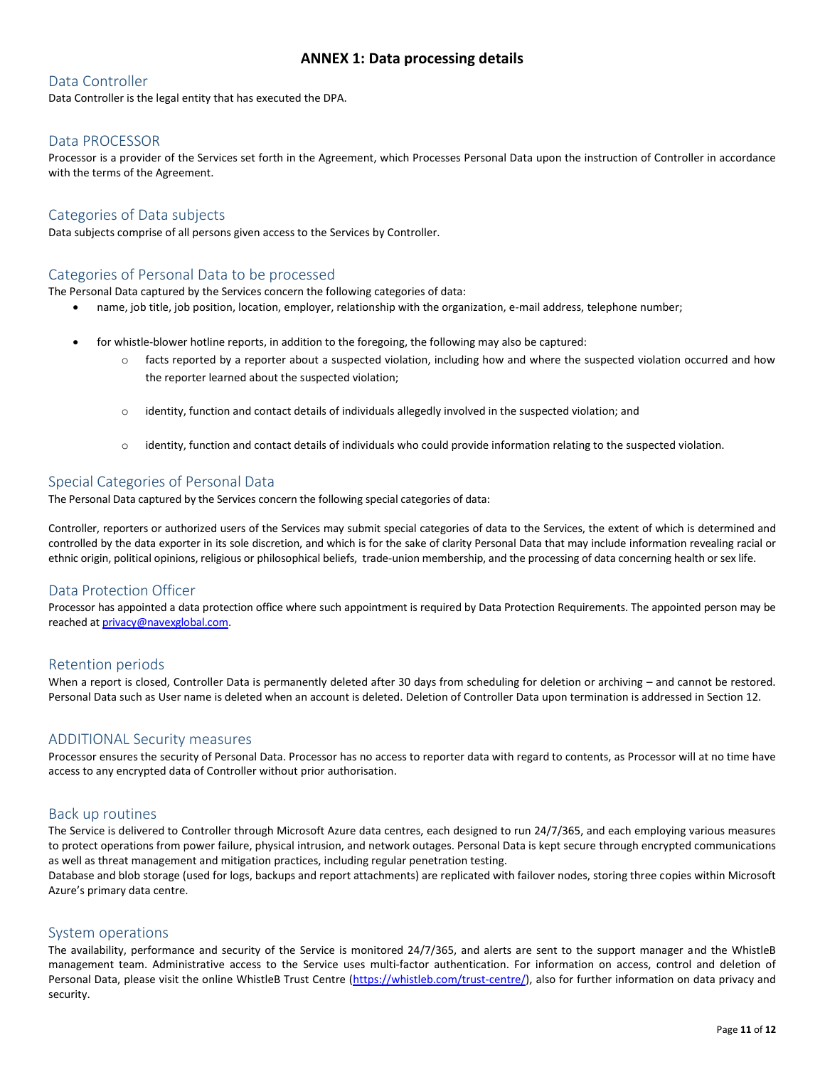# ANNEX 1: Data processing details

## Data Controller

Data Controller is the legal entity that has executed the DPA.

## Data PROCESSOR

Processor is a provider of the Services set forth in the Agreement, which Processes Personal Data upon the instruction of Controller in accordance with the terms of the Agreement.

## Categories of Data subjects

Data subjects comprise of all persons given access to the Services by Controller.

## Categories of Personal Data to be processed

The Personal Data captured by the Services concern the following categories of data:

- name, job title, job position, location, employer, relationship with the organization, e-mail address, telephone number;
- for whistle-blower hotline reports, in addition to the foregoing, the following may also be captured:
  - facts reported by a reporter about a suspected violation, including how and where the suspected violation occurred and how the reporter learned about the suspected violation;
  - identity, function and contact details of individuals allegedly involved in the suspected violation; and
  - identity, function and contact details of individuals who could provide information relating to the suspected violation.

## Special Categories of Personal Data

The Personal Data captured by the Services concern the following special categories of data:

Controller, reporters or authorized users of the Services may submit special categories of data to the Services, the extent of which is determined and controlled by the data exporter in its sole discretion, and which is for the sake of clarity Personal Data that may include information revealing racial or ethnic origin, political opinions, religious or philosophical beliefs, trade-union membership, and the processing of data concerning health or sex life.

## Data Protection Officer

Processor has appointed a data protection office where such appointment is required by Data Protection Requirements. The appointed person may be reached at privacy@navexglobal.com.

## Retention periods

When a report is closed, Controller Data is permanently deleted after 30 days from scheduling for deletion or archiving – and cannot be restored. Personal Data such as User name is deleted when an account is deleted. Deletion of Controller Data upon termination is addressed in Section 12.

## ADDITIONAL Security measures

Processor ensures the security of Personal Data. Processor has no access to reporter data with regard to contents, as Processor will at no time have access to any encrypted data of Controller without prior authorisation.

## Back up routines

The Service is delivered to Controller through Microsoft Azure data centres, each designed to run 24/7/365, and each employing various measures to protect operations from power failure, physical intrusion, and network outages. Personal Data is kept secure through encrypted communications as well as threat management and mitigation practices, including regular penetration testing.

Database and blob storage (used for logs, backups and report attachments) are replicated with failover nodes, storing three copies within Microsoft Azure's primary data centre.

## System operations

The availability, performance and security of the Service is monitored 24/7/365, and alerts are sent to the support manager and the WhistleB management team. Administrative access to the Service uses multi-factor authentication. For information on access, control and deletion of Personal Data, please visit the online WhistleB Trust Centre (https://whistleb.com/trust-centre/), also for further information on data privacy and security.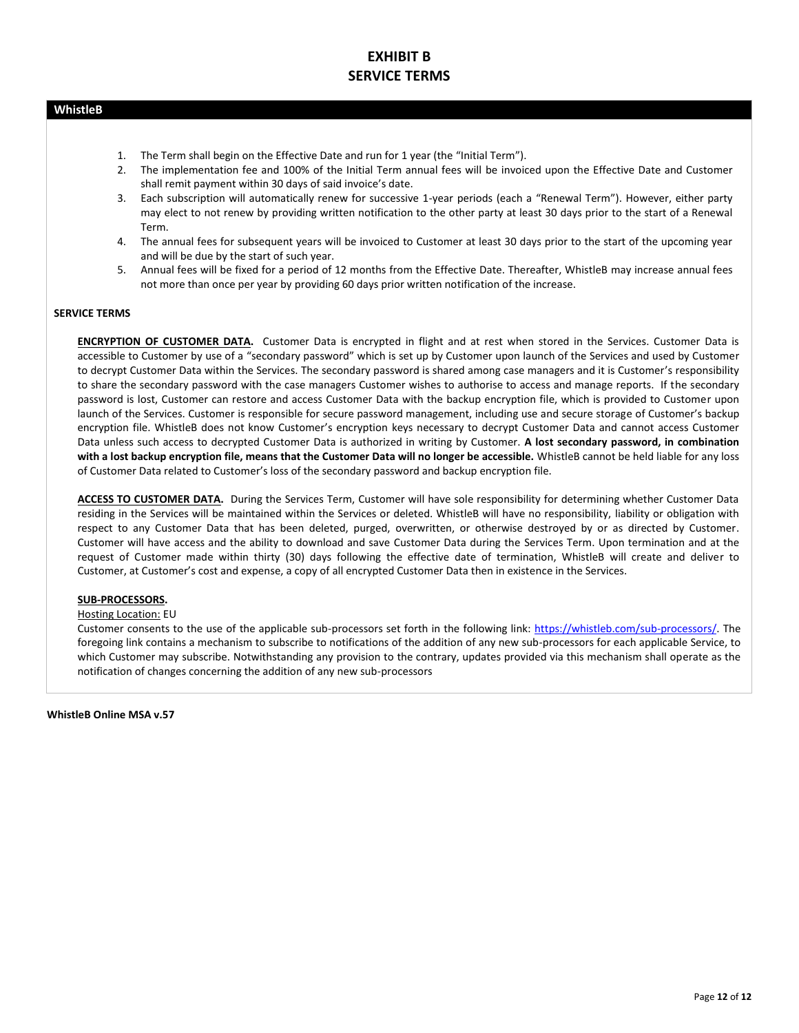# EXHIBIT B
# SERVICE TERMS

## WhistleB

1. The Term shall begin on the Effective Date and run for 1 year (the "Initial Term").
2. The implementation fee and 100% of the Initial Term annual fees will be invoiced upon the Effective Date and Customer shall remit payment within 30 days of said invoice's date.
3. Each subscription will automatically renew for successive 1-year periods (each a "Renewal Term"). However, either party may elect to not renew by providing written notification to the other party at least 30 days prior to the start of a Renewal Term.
4. The annual fees for subsequent years will be invoiced to Customer at least 30 days prior to the start of the upcoming year and will be due by the start of such year.
5. Annual fees will be fixed for a period of 12 months from the Effective Date. Thereafter, WhistleB may increase annual fees not more than once per year by providing 60 days prior written notification of the increase.

**SERVICE TERMS**

**ENCRYPTION OF CUSTOMER DATA.** Customer Data is encrypted in flight and at rest when stored in the Services. Customer Data is accessible to Customer by use of a "secondary password" which is set up by Customer upon launch of the Services and used by Customer to decrypt Customer Data within the Services. The secondary password is shared among case managers and it is Customer's responsibility to share the secondary password with the case managers Customer wishes to authorise to access and manage reports. If the secondary password is lost, Customer can restore and access Customer Data with the backup encryption file, which is provided to Customer upon launch of the Services. Customer is responsible for secure password management, including use and secure storage of Customer's backup encryption file. WhistleB does not know Customer's encryption keys necessary to decrypt Customer Data and cannot access Customer Data unless such access to decrypted Customer Data is authorized in writing by Customer. **A lost secondary password, in combination with a lost backup encryption file, means that the Customer Data will no longer be accessible.** WhistleB cannot be held liable for any loss of Customer Data related to Customer's loss of the secondary password and backup encryption file.

**ACCESS TO CUSTOMER DATA.** During the Services Term, Customer will have sole responsibility for determining whether Customer Data residing in the Services will be maintained within the Services or deleted. WhistleB will have no responsibility, liability or obligation with respect to any Customer Data that has been deleted, purged, overwritten, or otherwise destroyed by or as directed by Customer. Customer will have access and the ability to download and save Customer Data during the Services Term. Upon termination and at the request of Customer made within thirty (30) days following the effective date of termination, WhistleB will create and deliver to Customer, at Customer's cost and expense, a copy of all encrypted Customer Data then in existence in the Services.

**SUB-PROCESSORS.**

Hosting Location: EU

Customer consents to the use of the applicable sub-processors set forth in the following link: https://whistleb.com/sub-processors/. The foregoing link contains a mechanism to subscribe to notifications of the addition of any new sub-processors for each applicable Service, to which Customer may subscribe. Notwithstanding any provision to the contrary, updates provided via this mechanism shall operate as the notification of changes concerning the addition of any new sub-processors

**WhistleB Online MSA v.57**